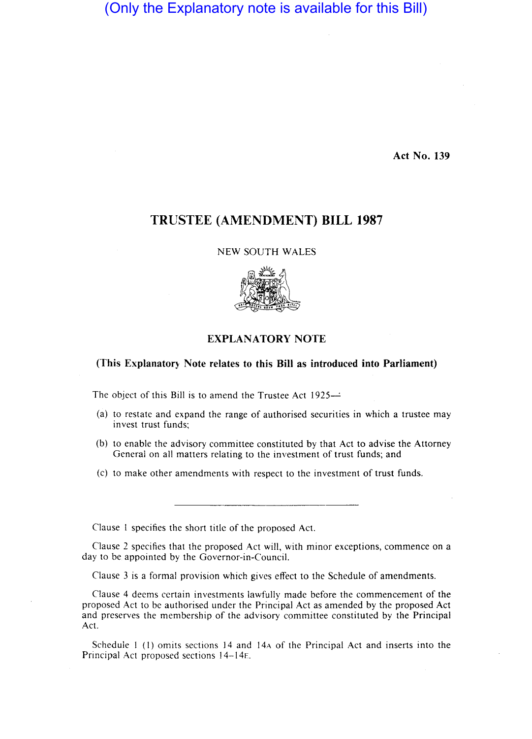(Only the Explanatory note is available for this Bill)

**Act No. 139**

# TRUSTEE (AMENDMENT) BILL 1987

NEW SOUTH WALES

## EXPLANATORY NOTE

**(This Explanatory Note relates to this Bill as introduced into Parliament)**

The object of this Bill is to amend the Trustee Act 1925—

(a) to restate and expand the range of authorised securities in which a trustee may invest trust funds;

(b) to enable the advisory committee constituted by that Act to advise the Attorney General on all matters relating to the investment of trust funds; and

(c) to make other amendments with respect to the investment of trust funds.

---

Clause 1 specifies the short title of the proposed Act.

Clause 2 specifies that the proposed Act will, with minor exceptions, commence on a day to be appointed by the Governor-in-Council.

Clause 3 is a formal provision which gives effect to the Schedule of amendments.

Clause 4 deems certain investments lawfully made before the commencement of the proposed Act to be authorised under the Principal Act as amended by the proposed Act and preserves the membership of the advisory committee constituted by the Principal Act.

Schedule 1 (1) omits sections 14 and 14A of the Principal Act and inserts into the Principal Act proposed sections 14–14F.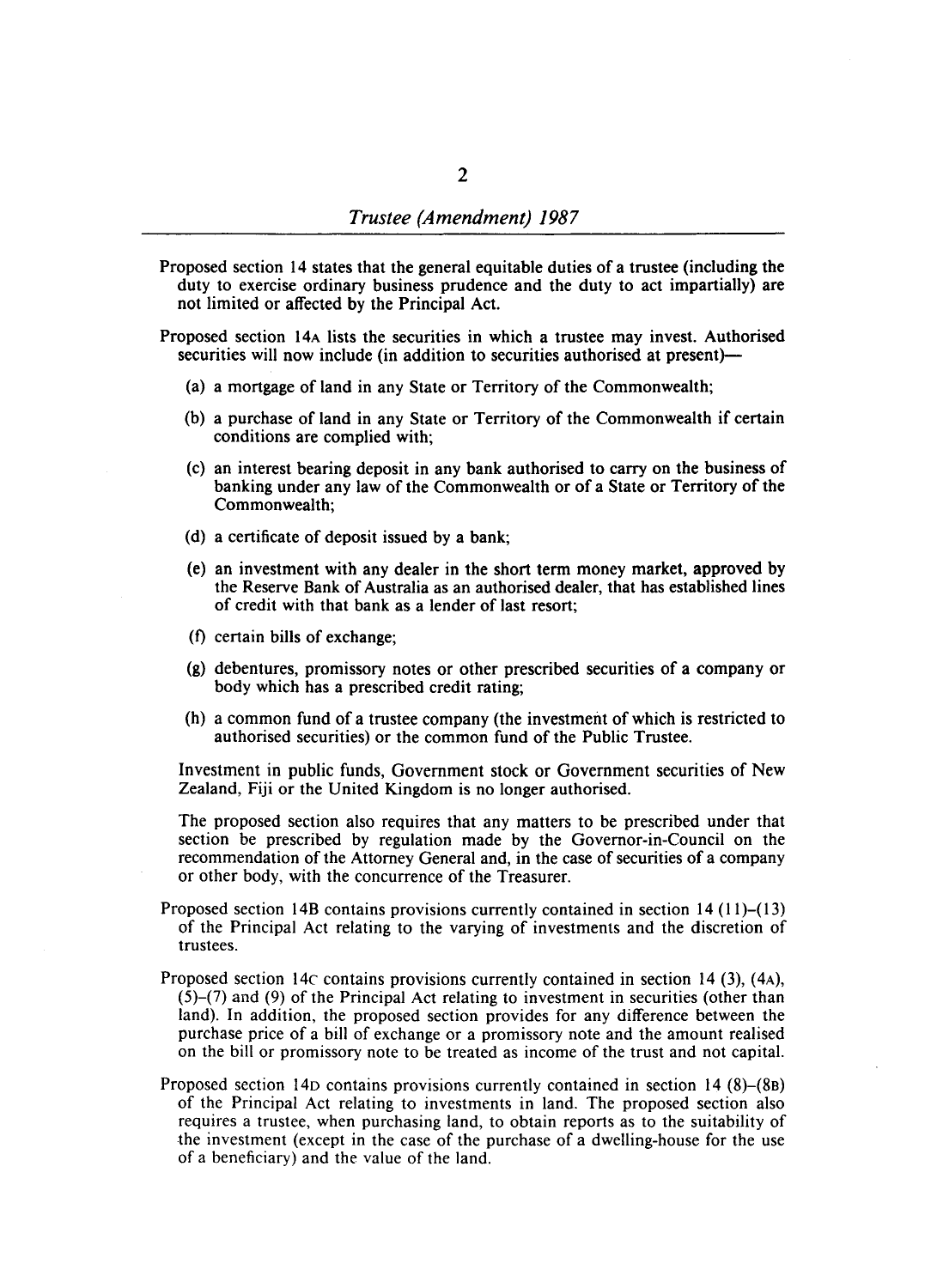Proposed section 14 states that the general equitable duties of a trustee (including the duty to exercise ordinary business prudence and the duty to act impartially) are not limited or affected by the Principal Act.

Proposed section 14A lists the securities in which a trustee may invest. Authorised securities will now include (in addition to securities authorised at present)—

(a) a mortgage of land in any State or Territory of the Commonwealth;

(b) a purchase of land in any State or Territory of the Commonwealth if certain conditions are complied with;

(c) an interest bearing deposit in any bank authorised to carry on the business of banking under any law of the Commonwealth or of a State or Territory of the Commonwealth;

(d) a certificate of deposit issued by a bank;

(e) an investment with any dealer in the short term money market, approved by the Reserve Bank of Australia as an authorised dealer, that has established lines of credit with that bank as a lender of last resort;

(f) certain bills of exchange;

(g) debentures, promissory notes or other prescribed securities of a company or body which has a prescribed credit rating;

(h) a common fund of a trustee company (the investment of which is restricted to authorised securities) or the common fund of the Public Trustee.

Investment in public funds, Government stock or Government securities of New Zealand, Fiji or the United Kingdom is no longer authorised.

The proposed section also requires that any matters to be prescribed under that section be prescribed by regulation made by the Governor-in-Council on the recommendation of the Attorney General and, in the case of securities of a company or other body, with the concurrence of the Treasurer.

Proposed section 14B contains provisions currently contained in section 14 (11)–(13) of the Principal Act relating to the varying of investments and the discretion of trustees.

Proposed section 14C contains provisions currently contained in section 14 (3), (4A), (5)–(7) and (9) of the Principal Act relating to investment in securities (other than land). In addition, the proposed section provides for any difference between the purchase price of a bill of exchange or a promissory note and the amount realised on the bill or promissory note to be treated as income of the trust and not capital.

Proposed section 14D contains provisions currently contained in section 14 (8)–(8B) of the Principal Act relating to investments in land. The proposed section also requires a trustee, when purchasing land, to obtain reports as to the suitability of the investment (except in the case of the purchase of a dwelling-house for the use of a beneficiary) and the value of the land.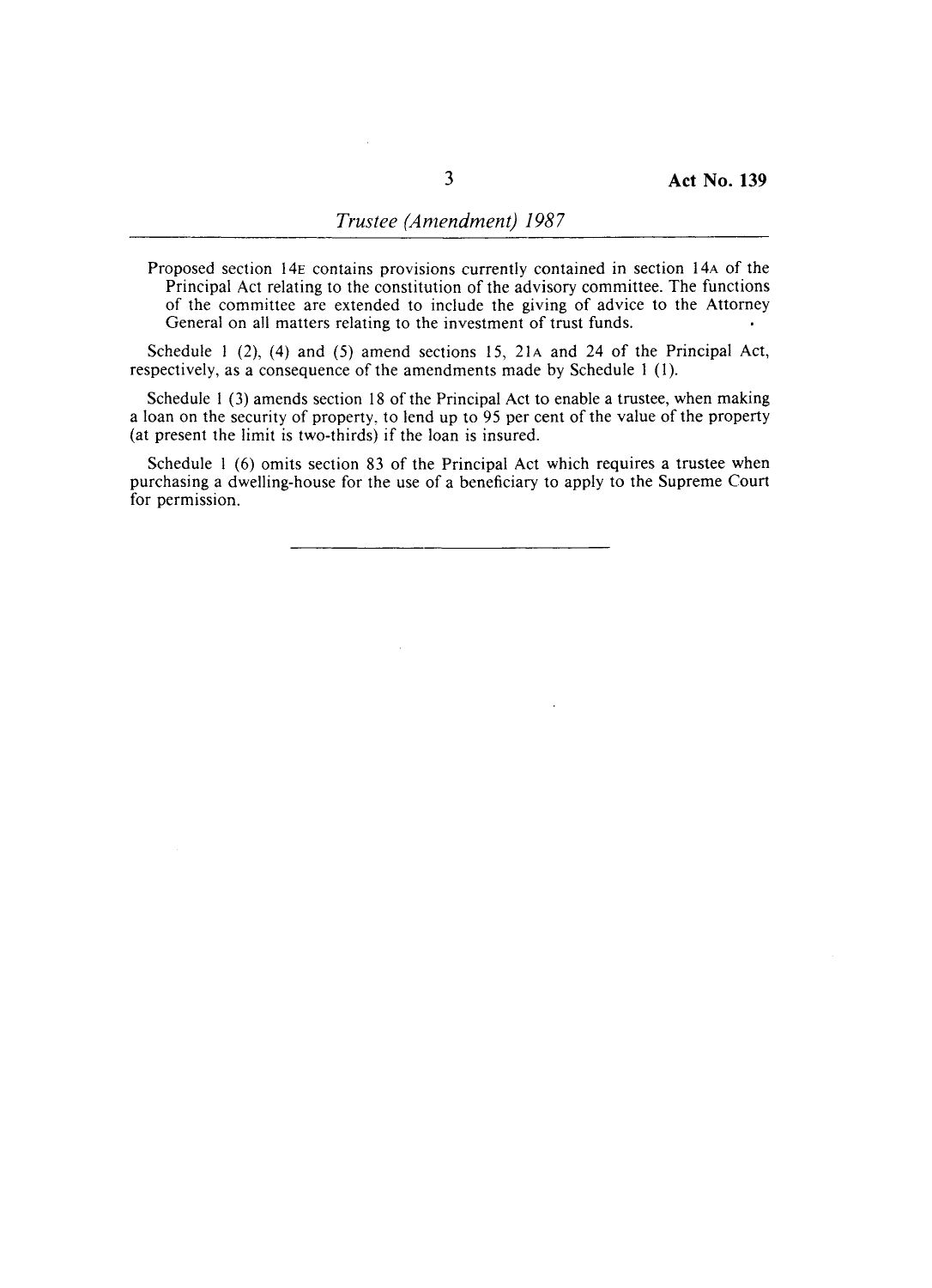Proposed section 14E contains provisions currently contained in section 14A of the Principal Act relating to the constitution of the advisory committee. The functions of the committee are extended to include the giving of advice to the Attorney General on all matters relating to the investment of trust funds.

Schedule 1 (2), (4) and (5) amend sections 15, 21A and 24 of the Principal Act, respectively, as a consequence of the amendments made by Schedule 1 (1).

Schedule 1 (3) amends section 18 of the Principal Act to enable a trustee, when making a loan on the security of property, to lend up to 95 per cent of the value of the property (at present the limit is two-thirds) if the loan is insured.

Schedule 1 (6) omits section 83 of the Principal Act which requires a trustee when purchasing a dwelling-house for the use of a beneficiary to apply to the Supreme Court for permission.